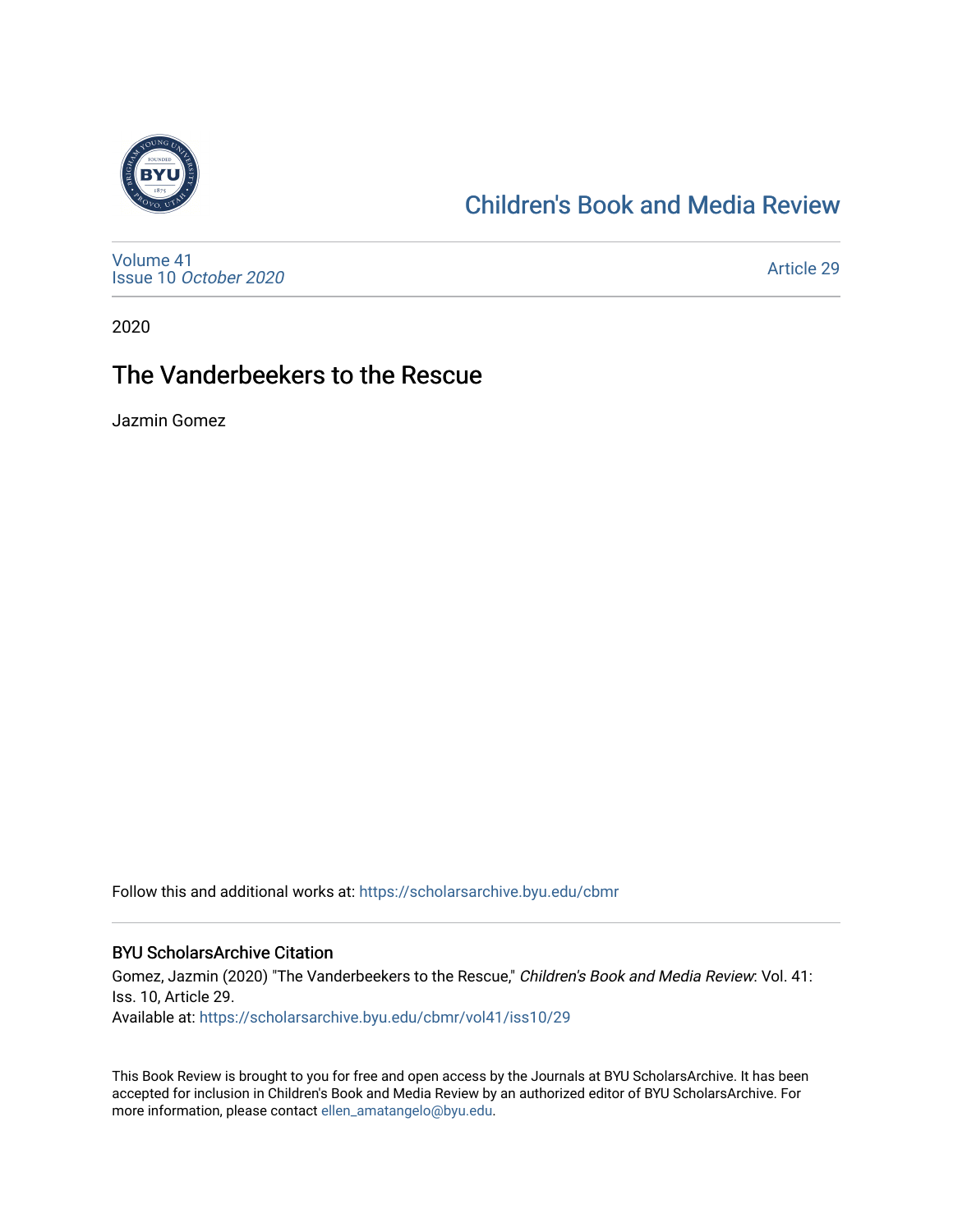# Children's Book and Media Review

Volume 41
Issue 10 *October 2020*

Article 29

2020

## The Vanderbeekers to the Rescue

Jazmin Gomez

Follow this and additional works at: https://scholarsarchive.byu.edu/cbmr

### BYU ScholarsArchive Citation

Gomez, Jazmin (2020) "The Vanderbeekers to the Rescue," *Children's Book and Media Review*: Vol. 41: Iss. 10, Article 29.
Available at: https://scholarsarchive.byu.edu/cbmr/vol41/iss10/29

This Book Review is brought to you for free and open access by the Journals at BYU ScholarsArchive. It has been accepted for inclusion in Children's Book and Media Review by an authorized editor of BYU ScholarsArchive. For more information, please contact ellen_amatangelo@byu.edu.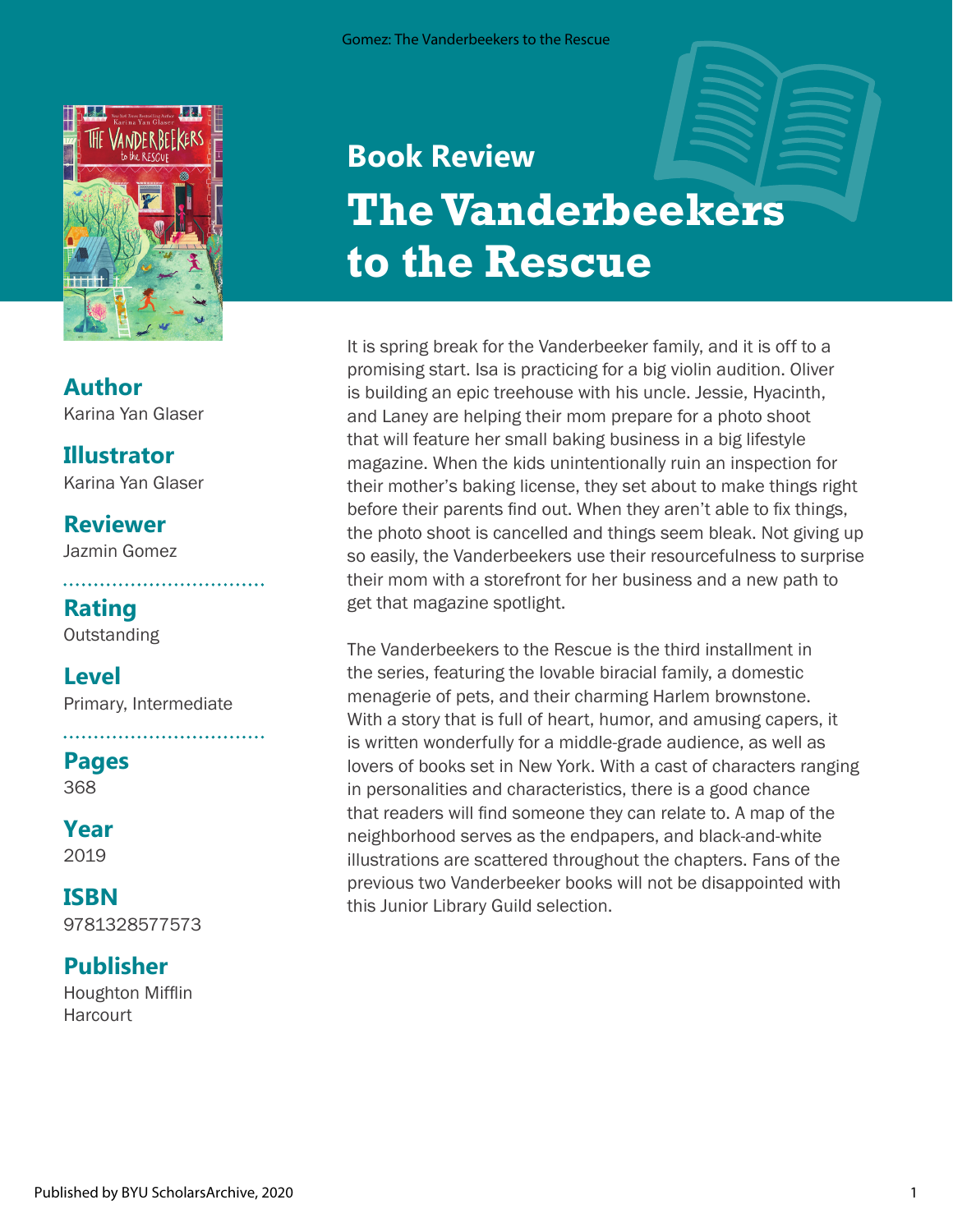## Book Review

# The Vanderbeekers to the Rescue

**Author**
Karina Yan Glaser

**Illustrator**
Karina Yan Glaser

**Reviewer**
Jazmin Gomez

**Rating**
Outstanding

**Level**
Primary, Intermediate

**Pages**
368

**Year**
2019

**ISBN**
9781328577573

**Publisher**
Houghton Mifflin Harcourt

It is spring break for the Vanderbeeker family, and it is off to a promising start. Isa is practicing for a big violin audition. Oliver is building an epic treehouse with his uncle. Jessie, Hyacinth, and Laney are helping their mom prepare for a photo shoot that will feature her small baking business in a big lifestyle magazine. When the kids unintentionally ruin an inspection for their mother's baking license, they set about to make things right before their parents find out. When they aren't able to fix things, the photo shoot is cancelled and things seem bleak. Not giving up so easily, the Vanderbeekers use their resourcefulness to surprise their mom with a storefront for her business and a new path to get that magazine spotlight.

The Vanderbeekers to the Rescue is the third installment in the series, featuring the lovable biracial family, a domestic menagerie of pets, and their charming Harlem brownstone. With a story that is full of heart, humor, and amusing capers, it is written wonderfully for a middle-grade audience, as well as lovers of books set in New York. With a cast of characters ranging in personalities and characteristics, there is a good chance that readers will find someone they can relate to. A map of the neighborhood serves as the endpapers, and black-and-white illustrations are scattered throughout the chapters. Fans of the previous two Vanderbeeker books will not be disappointed with this Junior Library Guild selection.